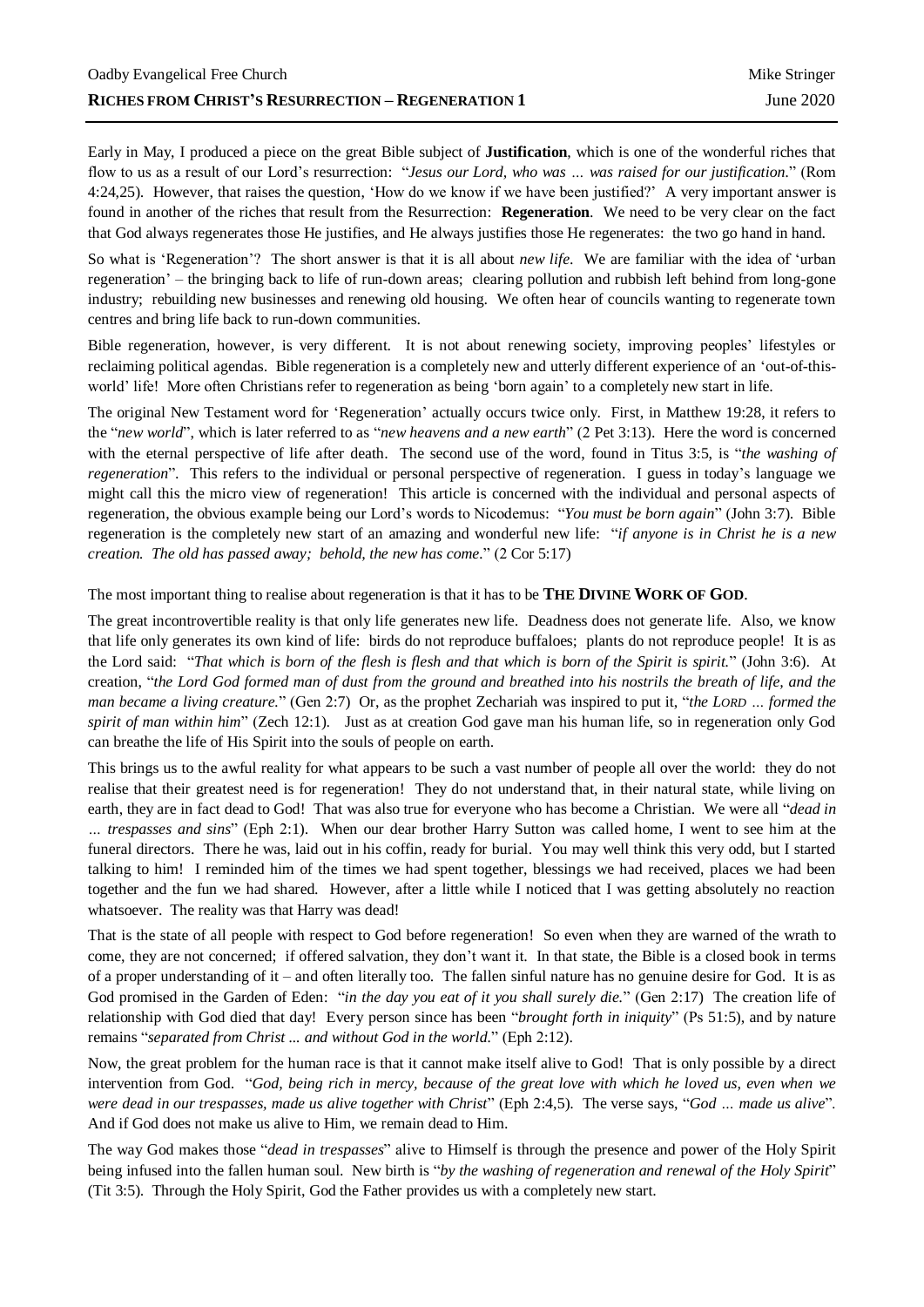Oadby Evangelical Free Church — Mike Stringer

**RICHES FROM CHRIST'S RESURRECTION – REGENERATION 1** — June 2020

Early in May, I produced a piece on the great Bible subject of **Justification**, which is one of the wonderful riches that flow to us as a result of our Lord's resurrection: "*Jesus our Lord, who was ... was raised for our justification.*" (Rom 4:24,25). However, that raises the question, 'How do we know if we have been justified?' A very important answer is found in another of the riches that result from the Resurrection: **Regeneration**. We need to be very clear on the fact that God always regenerates those He justifies, and He always justifies those He regenerates: the two go hand in hand.

So what is 'Regeneration'? The short answer is that it is all about *new life.* We are familiar with the idea of 'urban regeneration' – the bringing back to life of run-down areas; clearing pollution and rubbish left behind from long-gone industry; rebuilding new businesses and renewing old housing. We often hear of councils wanting to regenerate town centres and bring life back to run-down communities.

Bible regeneration, however, is very different. It is not about renewing society, improving peoples' lifestyles or reclaiming political agendas. Bible regeneration is a completely new and utterly different experience of an 'out-of-this-world' life! More often Christians refer to regeneration as being 'born again' to a completely new start in life.

The original New Testament word for 'Regeneration' actually occurs twice only. First, in Matthew 19:28, it refers to the "*new world*", which is later referred to as "*new heavens and a new earth*" (2 Pet 3:13). Here the word is concerned with the eternal perspective of life after death. The second use of the word, found in Titus 3:5, is "*the washing of regeneration*". This refers to the individual or personal perspective of regeneration. I guess in today's language we might call this the micro view of regeneration! This article is concerned with the individual and personal aspects of regeneration, the obvious example being our Lord's words to Nicodemus: "*You must be born again*" (John 3:7). Bible regeneration is the completely new start of an amazing and wonderful new life: "*if anyone is in Christ he is a new creation. The old has passed away; behold, the new has come.*" (2 Cor 5:17)

The most important thing to realise about regeneration is that it has to be **THE DIVINE WORK OF GOD**.

The great incontrovertible reality is that only life generates new life. Deadness does not generate life. Also, we know that life only generates its own kind of life: birds do not reproduce buffaloes; plants do not reproduce people! It is as the Lord said: "*That which is born of the flesh is flesh and that which is born of the Spirit is spirit.*" (John 3:6). At creation, "*the Lord God formed man of dust from the ground and breathed into his nostrils the breath of life, and the man became a living creature.*" (Gen 2:7) Or, as the prophet Zechariah was inspired to put it, "*the LORD ... formed the spirit of man within him*" (Zech 12:1). Just as at creation God gave man his human life, so in regeneration only God can breathe the life of His Spirit into the souls of people on earth.

This brings us to the awful reality for what appears to be such a vast number of people all over the world: they do not realise that their greatest need is for regeneration! They do not understand that, in their natural state, while living on earth, they are in fact dead to God! That was also true for everyone who has become a Christian. We were all "*dead in ... trespasses and sins*" (Eph 2:1). When our dear brother Harry Sutton was called home, I went to see him at the funeral directors. There he was, laid out in his coffin, ready for burial. You may well think this very odd, but I started talking to him! I reminded him of the times we had spent together, blessings we had received, places we had been together and the fun we had shared. However, after a little while I noticed that I was getting absolutely no reaction whatsoever. The reality was that Harry was dead!

That is the state of all people with respect to God before regeneration! So even when they are warned of the wrath to come, they are not concerned; if offered salvation, they don't want it. In that state, the Bible is a closed book in terms of a proper understanding of it – and often literally too. The fallen sinful nature has no genuine desire for God. It is as God promised in the Garden of Eden: "*in the day you eat of it you shall surely die.*" (Gen 2:17) The creation life of relationship with God died that day! Every person since has been "*brought forth in iniquity*" (Ps 51:5), and by nature remains "*separated from Christ ... and without God in the world.*" (Eph 2:12).

Now, the great problem for the human race is that it cannot make itself alive to God! That is only possible by a direct intervention from God. "*God, being rich in mercy, because of the great love with which he loved us, even when we were dead in our trespasses, made us alive together with Christ*" (Eph 2:4,5). The verse says, "*God ... made us alive*". And if God does not make us alive to Him, we remain dead to Him.

The way God makes those "*dead in trespasses*" alive to Himself is through the presence and power of the Holy Spirit being infused into the fallen human soul. New birth is "*by the washing of regeneration and renewal of the Holy Spirit*" (Tit 3:5). Through the Holy Spirit, God the Father provides us with a completely new start.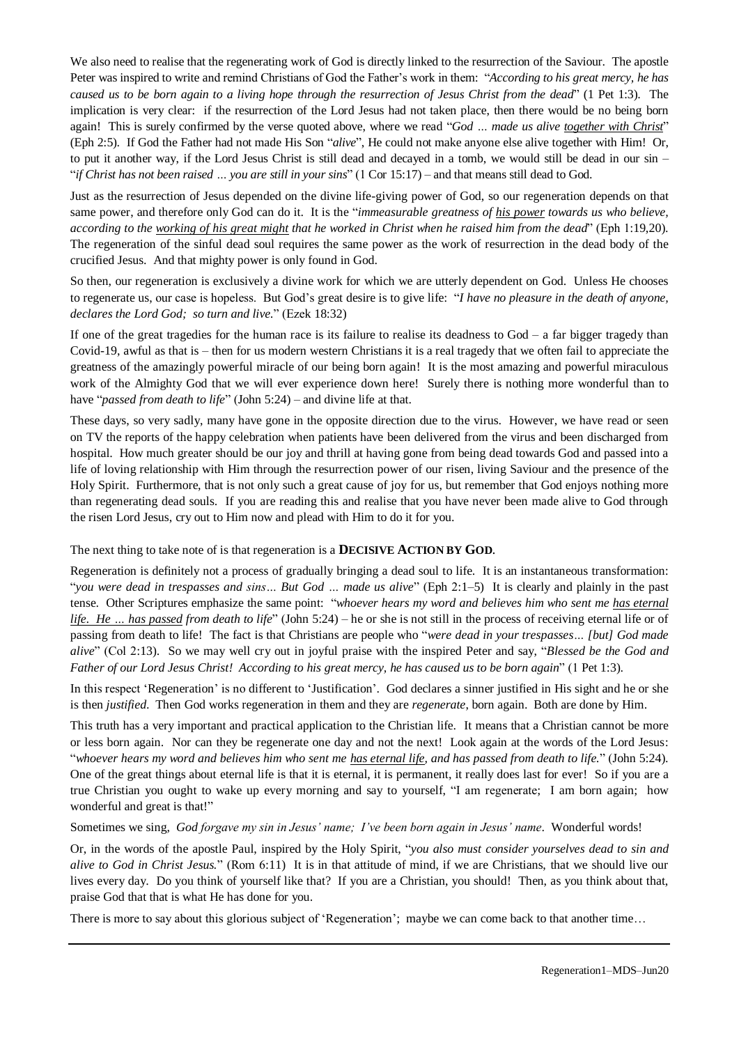We also need to realise that the regenerating work of God is directly linked to the resurrection of the Saviour. The apostle Peter was inspired to write and remind Christians of God the Father's work in them: "*According to his great mercy, he has caused us to be born again to a living hope through the resurrection of Jesus Christ from the dead*" (1 Pet 1:3). The implication is very clear: if the resurrection of the Lord Jesus had not taken place, then there would be no being born again! This is surely confirmed by the verse quoted above, where we read "*God … made us alive together with Christ*" (Eph 2:5). If God the Father had not made His Son "*alive*", He could not make anyone else alive together with Him! Or, to put it another way, if the Lord Jesus Christ is still dead and decayed in a tomb, we would still be dead in our sin – "*if Christ has not been raised … you are still in your sins*" (1 Cor 15:17) – and that means still dead to God.

Just as the resurrection of Jesus depended on the divine life-giving power of God, so our regeneration depends on that same power, and therefore only God can do it. It is the "*immeasurable greatness of his power towards us who believe, according to the working of his great might that he worked in Christ when he raised him from the dead*" (Eph 1:19,20). The regeneration of the sinful dead soul requires the same power as the work of resurrection in the dead body of the crucified Jesus. And that mighty power is only found in God.

So then, our regeneration is exclusively a divine work for which we are utterly dependent on God. Unless He chooses to regenerate us, our case is hopeless. But God's great desire is to give life: "*I have no pleasure in the death of anyone, declares the Lord God; so turn and live.*" (Ezek 18:32)

If one of the great tragedies for the human race is its failure to realise its deadness to God – a far bigger tragedy than Covid-19, awful as that is – then for us modern western Christians it is a real tragedy that we often fail to appreciate the greatness of the amazingly powerful miracle of our being born again! It is the most amazing and powerful miraculous work of the Almighty God that we will ever experience down here! Surely there is nothing more wonderful than to have "*passed from death to life*" (John 5:24) – and divine life at that.

These days, so very sadly, many have gone in the opposite direction due to the virus. However, we have read or seen on TV the reports of the happy celebration when patients have been delivered from the virus and been discharged from hospital. How much greater should be our joy and thrill at having gone from being dead towards God and passed into a life of loving relationship with Him through the resurrection power of our risen, living Saviour and the presence of the Holy Spirit. Furthermore, that is not only such a great cause of joy for us, but remember that God enjoys nothing more than regenerating dead souls. If you are reading this and realise that you have never been made alive to God through the risen Lord Jesus, cry out to Him now and plead with Him to do it for you.

The next thing to take note of is that regeneration is a **DECISIVE ACTION BY GOD**.

Regeneration is definitely not a process of gradually bringing a dead soul to life. It is an instantaneous transformation: "*you were dead in trespasses and sins… But God … made us alive*" (Eph 2:1–5) It is clearly and plainly in the past tense. Other Scriptures emphasize the same point: "*whoever hears my word and believes him who sent me has eternal life. He … has passed from death to life*" (John 5:24) – he or she is not still in the process of receiving eternal life or of passing from death to life! The fact is that Christians are people who "*were dead in your trespasses… [but] God made alive*" (Col 2:13). So we may well cry out in joyful praise with the inspired Peter and say, "*Blessed be the God and Father of our Lord Jesus Christ! According to his great mercy, he has caused us to be born again*" (1 Pet 1:3).

In this respect 'Regeneration' is no different to 'Justification'. God declares a sinner justified in His sight and he or she is then *justified*. Then God works regeneration in them and they are *regenerate*, born again. Both are done by Him.

This truth has a very important and practical application to the Christian life. It means that a Christian cannot be more or less born again. Nor can they be regenerate one day and not the next! Look again at the words of the Lord Jesus: "*whoever hears my word and believes him who sent me has eternal life, and has passed from death to life.*" (John 5:24). One of the great things about eternal life is that it is eternal, it is permanent, it really does last for ever! So if you are a true Christian you ought to wake up every morning and say to yourself, "I am regenerate; I am born again; how wonderful and great is that!"

Sometimes we sing, *God forgave my sin in Jesus' name; I've been born again in Jesus' name*. Wonderful words!

Or, in the words of the apostle Paul, inspired by the Holy Spirit, "*you also must consider yourselves dead to sin and alive to God in Christ Jesus.*" (Rom 6:11) It is in that attitude of mind, if we are Christians, that we should live our lives every day. Do you think of yourself like that? If you are a Christian, you should! Then, as you think about that, praise God that that is what He has done for you.

There is more to say about this glorious subject of 'Regeneration'; maybe we can come back to that another time…

---

Regeneration1–MDS–Jun20